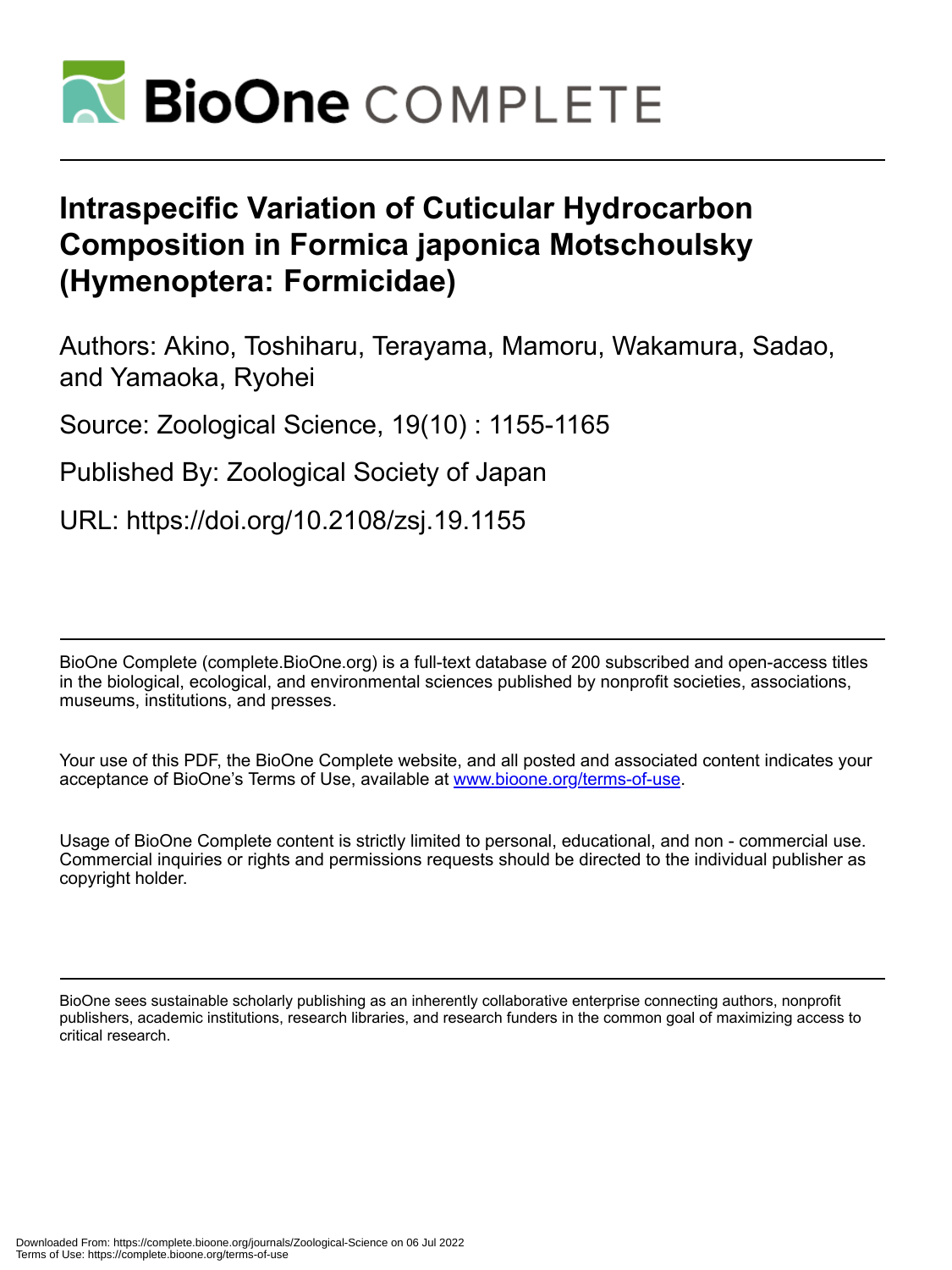# Intraspecific Variation of Cuticular Hydrocarbon Composition in Formica japonica Motschoulsky (Hymenoptera: Formicidae)

Authors: Akino, Toshiharu, Terayama, Mamoru, Wakamura, Sadao, and Yamaoka, Ryohei

Source: Zoological Science, 19(10) : 1155-1165

Published By: Zoological Society of Japan

URL: https://doi.org/10.2108/zsj.19.1155

BioOne Complete (complete.BioOne.org) is a full-text database of 200 subscribed and open-access titles in the biological, ecological, and environmental sciences published by nonprofit societies, associations, museums, institutions, and presses.

Your use of this PDF, the BioOne Complete website, and all posted and associated content indicates your acceptance of BioOne's Terms of Use, available at www.bioone.org/terms-of-use.

Usage of BioOne Complete content is strictly limited to personal, educational, and non - commercial use. Commercial inquiries or rights and permissions requests should be directed to the individual publisher as copyright holder.

BioOne sees sustainable scholarly publishing as an inherently collaborative enterprise connecting authors, nonprofit publishers, academic institutions, research libraries, and research funders in the common goal of maximizing access to critical research.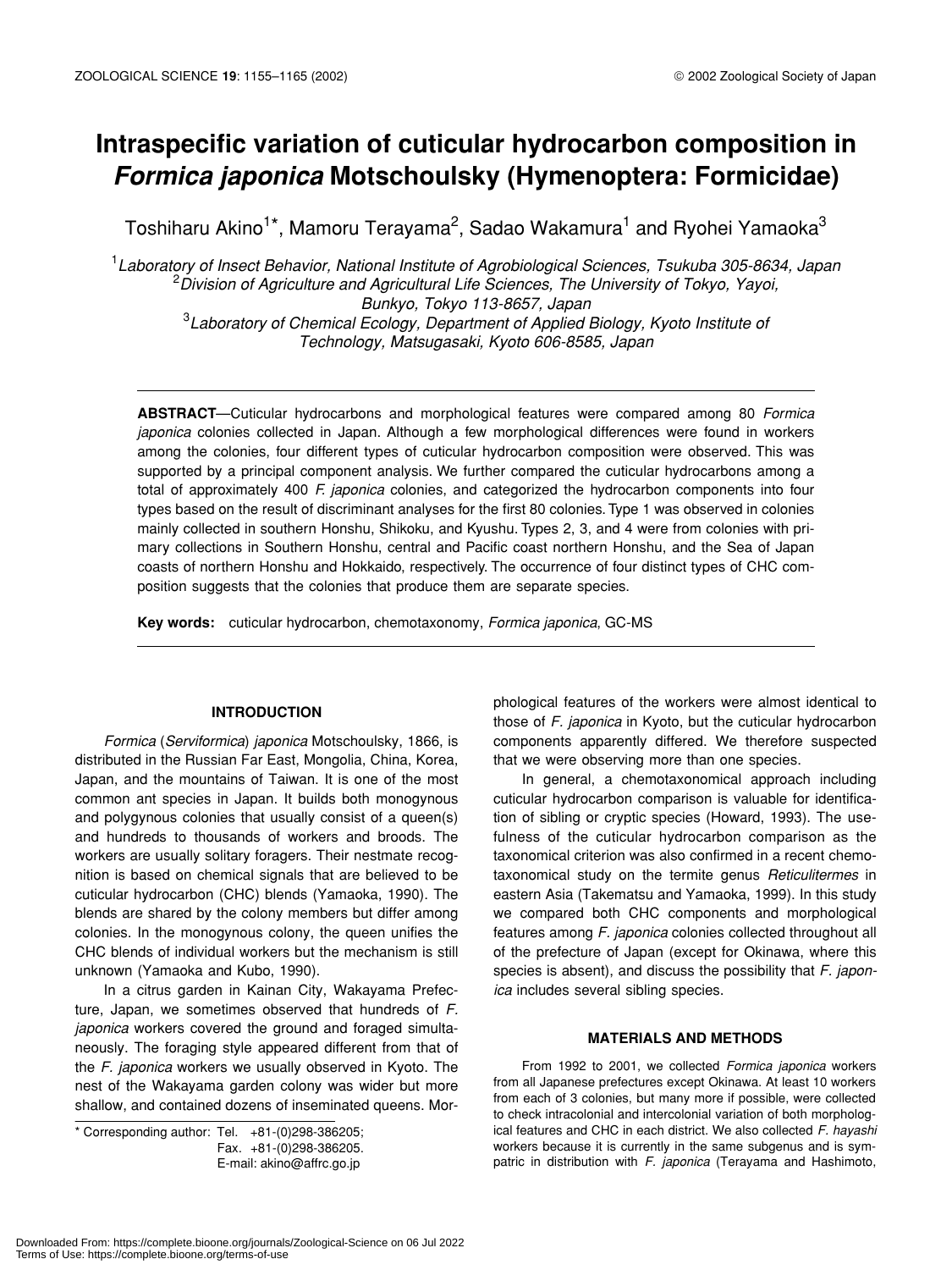# Intraspecific variation of cuticular hydrocarbon composition in *Formica japonica* Motschoulsky (Hymenoptera: Formicidae)

Toshiharu Akino[1]*, Mamoru Terayama[2], Sadao Wakamura[1] and Ryohei Yamaoka[3]

[1]*Laboratory of Insect Behavior, National Institute of Agrobiological Sciences, Tsukuba 305-8634, Japan*
[2]*Division of Agriculture and Agricultural Life Sciences, The University of Tokyo, Yayoi, Bunkyo, Tokyo 113-8657, Japan*
[3]*Laboratory of Chemical Ecology, Department of Applied Biology, Kyoto Institute of Technology, Matsugasaki, Kyoto 606-8585, Japan*

**ABSTRACT**—Cuticular hydrocarbons and morphological features were compared among 80 *Formica japonica* colonies collected in Japan. Although a few morphological differences were found in workers among the colonies, four different types of cuticular hydrocarbon composition were observed. This was supported by a principal component analysis. We further compared the cuticular hydrocarbons among a total of approximately 400 *F. japonica* colonies, and categorized the hydrocarbon components into four types based on the result of discriminant analyses for the first 80 colonies. Type 1 was observed in colonies mainly collected in southern Honshu, Shikoku, and Kyushu. Types 2, 3, and 4 were from colonies with primary collections in Southern Honshu, central and Pacific coast northern Honshu, and the Sea of Japan coasts of northern Honshu and Hokkaido, respectively. The occurrence of four distinct types of CHC composition suggests that the colonies that produce them are separate species.

**Key words:** cuticular hydrocarbon, chemotaxonomy, *Formica japonica*, GC-MS

## INTRODUCTION

*Formica* (*Serviformica*) *japonica* Motschoulsky, 1866, is distributed in the Russian Far East, Mongolia, China, Korea, Japan, and the mountains of Taiwan. It is one of the most common ant species in Japan. It builds both monogynous and polygynous colonies that usually consist of a queen(s) and hundreds to thousands of workers and broods. The workers are usually solitary foragers. Their nestmate recognition is based on chemical signals that are believed to be cuticular hydrocarbon (CHC) blends (Yamaoka, 1990). The blends are shared by the colony members but differ among colonies. In the monogynous colony, the queen unifies the CHC blends of individual workers but the mechanism is still unknown (Yamaoka and Kubo, 1990).

In a citrus garden in Kainan City, Wakayama Prefecture, Japan, we sometimes observed that hundreds of *F. japonica* workers covered the ground and foraged simultaneously. The foraging style appeared different from that of the *F. japonica* workers we usually observed in Kyoto. The nest of the Wakayama garden colony was wider but more shallow, and contained dozens of inseminated queens. Morphological features of the workers were almost identical to those of *F. japonica* in Kyoto, but the cuticular hydrocarbon components apparently differed. We therefore suspected that we were observing more than one species.

In general, a chemotaxonomical approach including cuticular hydrocarbon comparison is valuable for identification of sibling or cryptic species (Howard, 1993). The usefulness of the cuticular hydrocarbon comparison as the taxonomical criterion was also confirmed in a recent chemotaxonomical study on the termite genus *Reticulitermes* in eastern Asia (Takematsu and Yamaoka, 1999). In this study we compared both CHC components and morphological features among *F. japonica* colonies collected throughout all of the prefecture of Japan (except for Okinawa, where this species is absent), and discuss the possibility that *F. japonica* includes several sibling species.

## MATERIALS AND METHODS

From 1992 to 2001, we collected *Formica japonica* workers from all Japanese prefectures except Okinawa. At least 10 workers from each of 3 colonies, but many more if possible, were collected to check intracolonial and intercolonial variation of both morphological features and CHC in each district. We also collected *F. hayashi* workers because it is currently in the same subgenus and is sympatric in distribution with *F. japonica* (Terayama and Hashimoto,

\* Corresponding author: Tel. +81-(0)298-386205;
Fax. +81-(0)298-386205.
E-mail: akino@affrc.go.jp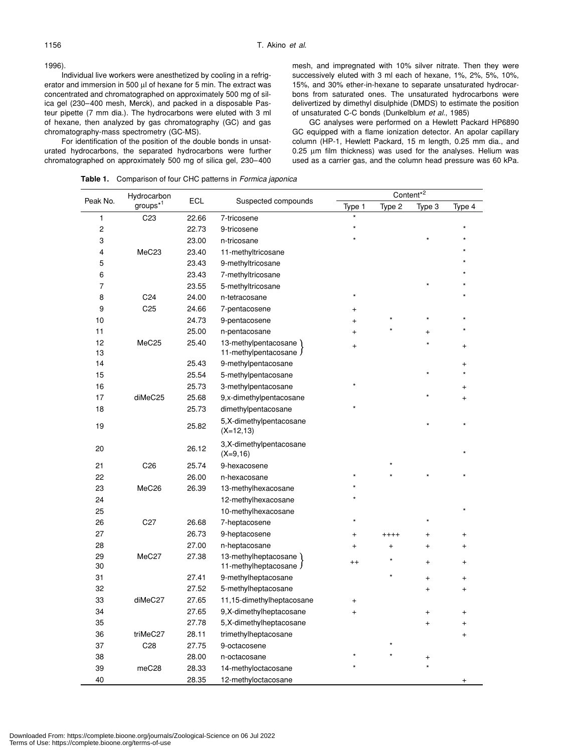1996).

Individual live workers were anesthetized by cooling in a refrigerator and immersion in 500 µl of hexane for 5 min. The extract was concentrated and chromatographed on approximately 500 mg of silica gel (230–400 mesh, Merck), and packed in a disposable Pasteur pipette (7 mm dia.). The hydrocarbons were eluted with 3 ml of hexane, then analyzed by gas chromatography (GC) and gas chromatography-mass spectrometry (GC-MS).

For identification of the position of the double bonds in unsaturated hydrocarbons, the separated hydrocarbons were further chromatographed on approximately 500 mg of silica gel, 230–400 mesh, and impregnated with 10% silver nitrate. Then they were successively eluted with 3 ml each of hexane, 1%, 2%, 5%, 10%, 15%, and 30% ether-in-hexane to separate unsaturated hydrocarbons from saturated ones. The unsaturated hydrocarbons were delivertized by dimethyl disulphide (DMDS) to estimate the position of unsaturated C-C bonds (Dunkelblum *et al*., 1985)

GC analyses were performed on a Hewlett Packard HP6890 GC equipped with a flame ionization detector. An apolar capillary column (HP-1, Hewlett Packard, 15 m length, 0.25 mm dia., and 0.25 µm film thickness) was used for the analyses. Helium was used as a carrier gas, and the column head pressure was 60 kPa.

**Table 1.** Comparison of four CHC patterns in *Formica japonica*

| Peak No. | Hydrocarbon groups[*1] | ECL | Suspected compounds | Content[*2] | | | |
|---|---|---|---|---|---|---|---|
| | | | | Type 1 | Type 2 | Type 3 | Type 4 |
| 1 | C23 | 22.66 | 7-tricosene | * | | | |
| 2 | | 22.73 | 9-tricosene | * | | | * |
| 3 | | 23.00 | n-tricosane | * | | * | * |
| 4 | MeC23 | 23.40 | 11-methyltricosane | | | | * |
| 5 | | 23.43 | 9-methyltricosane | | | | * |
| 6 | | 23.43 | 7-methyltricosane | | | | * |
| 7 | | 23.55 | 5-methyltricosane | | | * | * |
| 8 | C24 | 24.00 | n-tetracosane | * | | | * |
| 9 | C25 | 24.66 | 7-pentacosene | + | | | |
| 10 | | 24.73 | 9-pentacosene | + | * | * | * |
| 11 | | 25.00 | n-pentacosane | + | * | + | * |
| 12, 13 | MeC25 | 25.40 | 13-methylpentacosane, 11-methylpentacosane | + | | * | + |
| 14 | | 25.43 | 9-methylpentacosane | | | | + |
| 15 | | 25.54 | 5-methylpentacosane | | | * | * |
| 16 | | 25.73 | 3-methylpentacosane | * | | | + |
| 17 | diMeC25 | 25.68 | 9,x-dimethylpentacosane | | | * | + |
| 18 | | 25.73 | dimethylpentacosane | * | | | |
| 19 | | 25.82 | 5,X-dimethylpentacosane (X=12,13) | | | * | * |
| 20 | | 26.12 | 3,X-dimethylpentacosane (X=9,16) | | | | * |
| 21 | C26 | 25.74 | 9-hexacosene | | * | | |
| 22 | | 26.00 | n-hexacosane | * | * | * | * |
| 23 | MeC26 | 26.39 | 13-methylhexacosane | * | | | |
| 24 | | | 12-methylhexacosane | * | | | |
| 25 | | | 10-methylhexacosane | | | | * |
| 26 | C27 | 26.68 | 7-heptacosene | * | | * | |
| 27 | | 26.73 | 9-heptacosene | + | ++++ | + | + |
| 28 | | 27.00 | n-heptacosane | + | + | + | + |
| 29, 30 | MeC27 | 27.38 | 13-methylheptacosane, 11-methylheptacosane | ++ | * | + | + |
| 31 | | 27.41 | 9-methylheptacosane | | * | + | + |
| 32 | | 27.52 | 5-methylheptacosane | | | + | + |
| 33 | diMeC27 | 27.65 | 11,15-dimethylheptacosane | + | | | |
| 34 | | 27.65 | 9,X-dimethylheptacosane | + | | + | + |
| 35 | | 27.78 | 5,X-dimethylheptacosane | | | + | + |
| 36 | triMeC27 | 28.11 | trimethylheptacosane | | | | + |
| 37 | C28 | 27.75 | 9-octacosene | | * | | |
| 38 | | 28.00 | n-octacosane | * | * | + | |
| 39 | meC28 | 28.33 | 14-methyloctacosane | * | | * | |
| 40 | | 28.35 | 12-methyloctacosane | | | | + |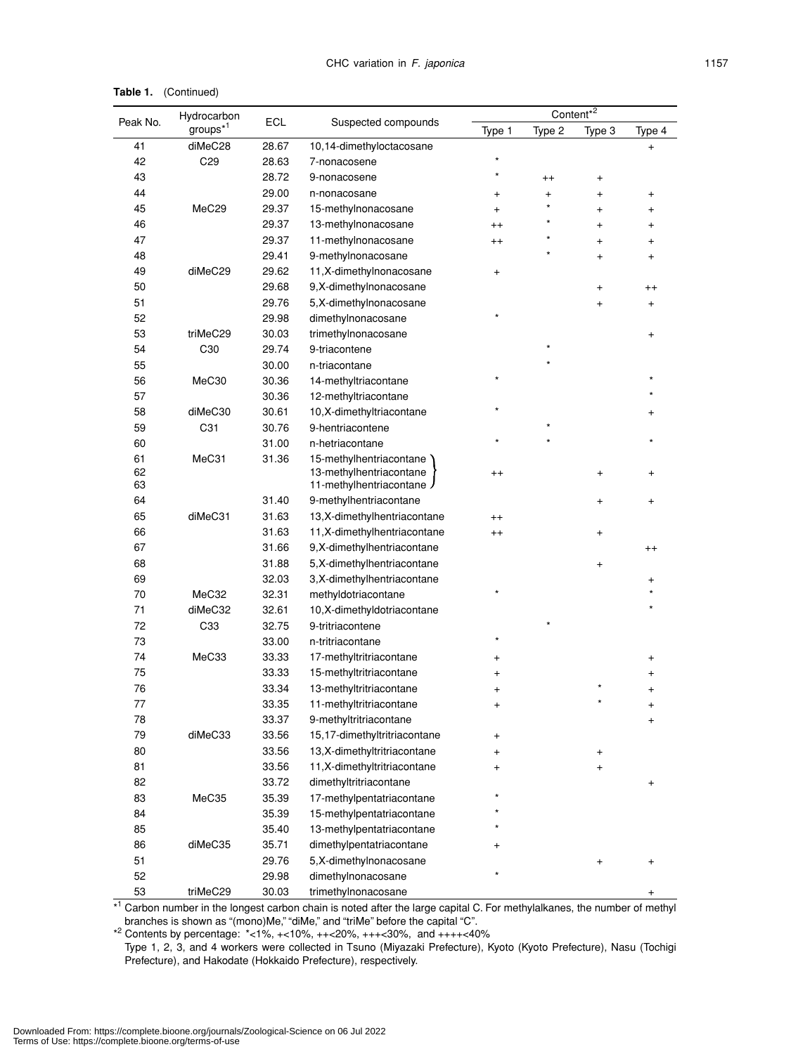**Table 1.** (Continued)

| Peak No. | Hydrocarbon groups*[1] | ECL | Suspected compounds | Content*[2] | | | |
|---|---|---|---|---|---|---|---|
| | | | | Type 1 | Type 2 | Type 3 | Type 4 |
| 41 | diMeC28 | 28.67 | 10,14-dimethyloctacosane | | | | + |
| 42 | C29 | 28.63 | 7-nonacosene | * | | | |
| 43 | | 28.72 | 9-nonacosene | * | ++ | + | |
| 44 | | 29.00 | n-nonacosane | + | + | + | + |
| 45 | MeC29 | 29.37 | 15-methylnonacosane | + | * | + | + |
| 46 | | 29.37 | 13-methylnonacosane | ++ | * | + | + |
| 47 | | 29.37 | 11-methylnonacosane | ++ | * | + | + |
| 48 | | 29.41 | 9-methylnonacosane | | * | + | + |
| 49 | diMeC29 | 29.62 | 11,X-dimethylnonacosane | + | | | |
| 50 | | 29.68 | 9,X-dimethylnonacosane | | | + | ++ |
| 51 | | 29.76 | 5,X-dimethylnonacosane | | | + | + |
| 52 | | 29.98 | dimethylnonacosane | * | | | |
| 53 | triMeC29 | 30.03 | trimethylnonacosane | | | | + |
| 54 | C30 | 29.74 | 9-triacontene | | * | | |
| 55 | | 30.00 | n-triacontane | | * | | |
| 56 | MeC30 | 30.36 | 14-methyltriacontane | * | | | * |
| 57 | | 30.36 | 12-methyltriacontane | | | | * |
| 58 | diMeC30 | 30.61 | 10,X-dimethyltriacontane | * | | | + |
| 59 | C31 | 30.76 | 9-hentriacontene | | * | | |
| 60 | | 31.00 | n-hetriacontane | * | * | | * |
| 61<br>62<br>63 | MeC31 | 31.36 | 15-methylhentriacontane<br>13-methylhentriacontane<br>11-methylhentriacontane | ++ | | + | + |
| 64 | | 31.40 | 9-methylhentriacontane | | | + | + |
| 65 | diMeC31 | 31.63 | 13,X-dimethylhentriacontane | ++ | | | |
| 66 | | 31.63 | 11,X-dimethylhentriacontane | ++ | | + | |
| 67 | | 31.66 | 9,X-dimethylhentriacontane | | | | ++ |
| 68 | | 31.88 | 5,X-dimethylhentriacontane | | | + | |
| 69 | | 32.03 | 3,X-dimethylhentriacontane | | | | + |
| 70 | MeC32 | 32.31 | methyldotriacontane | * | | | * |
| 71 | diMeC32 | 32.61 | 10,X-dimethyldotriacontane | | | | * |
| 72 | C33 | 32.75 | 9-tritriacontene | | * | | |
| 73 | | 33.00 | n-tritriacontane | * | | | |
| 74 | MeC33 | 33.33 | 17-methyltritriacontane | + | | | + |
| 75 | | 33.33 | 15-methyltritriacontane | + | | | + |
| 76 | | 33.34 | 13-methyltritriacontane | + | | * | + |
| 77 | | 33.35 | 11-methyltritriacontane | + | | * | + |
| 78 | | 33.37 | 9-methyltritriacontane | | | | + |
| 79 | diMeC33 | 33.56 | 15,17-dimethyltritriacontane | + | | | |
| 80 | | 33.56 | 13,X-dimethyltritriacontane | + | | + | |
| 81 | | 33.56 | 11,X-dimethyltritriacontane | + | | + | |
| 82 | | 33.72 | dimethyltritriacontane | | | | + |
| 83 | MeC35 | 35.39 | 17-methylpentatriacontane | * | | | |
| 84 | | 35.39 | 15-methylpentatriacontane | * | | | |
| 85 | | 35.40 | 13-methylpentatriacontane | * | | | |
| 86 | diMeC35 | 35.71 | dimethylpentatriacontane | + | | | |
| 51 | | 29.76 | 5,X-dimethylnonacosane | | | + | + |
| 52 | | 29.98 | dimethylnonacosane | * | | | |
| 53 | triMeC29 | 30.03 | trimethylnonacosane | | | | + |

*[1] Carbon number in the longest carbon chain is noted after the large capital C. For methylalkanes, the number of methyl branches is shown as "(mono)Me," "diMe," and "triMe" before the capital "C".

*[2] Contents by percentage: *<1%, +<10%, ++<20%, +++<30%, and ++++<40%

Type 1, 2, 3, and 4 workers were collected in Tsuno (Miyazaki Prefecture), Kyoto (Kyoto Prefecture), Nasu (Tochigi Prefecture), and Hakodate (Hokkaido Prefecture), respectively.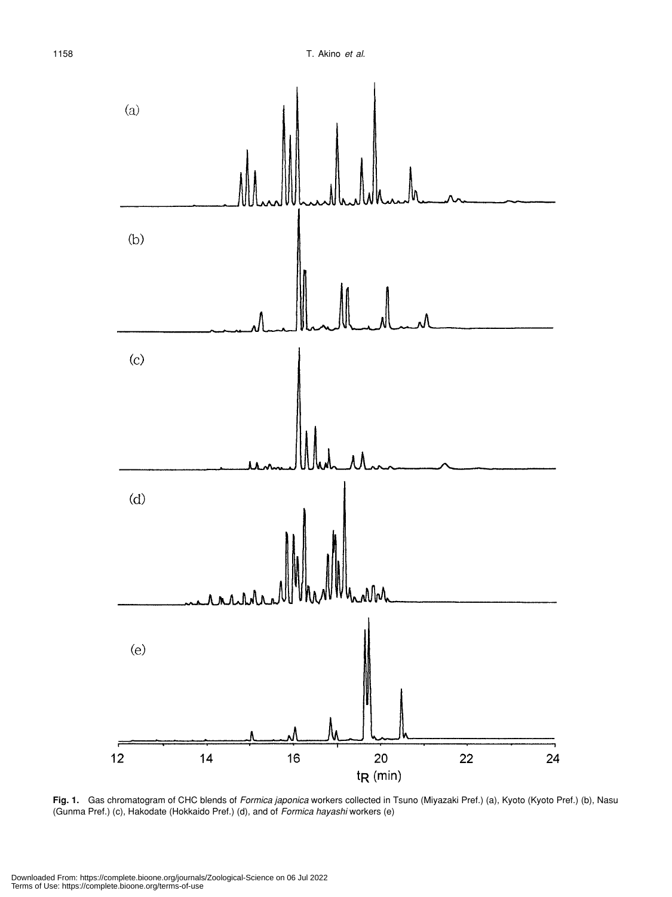**Fig. 1.** Gas chromatogram of CHC blends of *Formica japonica* workers collected in Tsuno (Miyazaki Pref.) (a), Kyoto (Kyoto Pref.) (b), Nasu (Gunma Pref.) (c), Hakodate (Hokkaido Pref.) (d), and of *Formica hayashi* workers (e)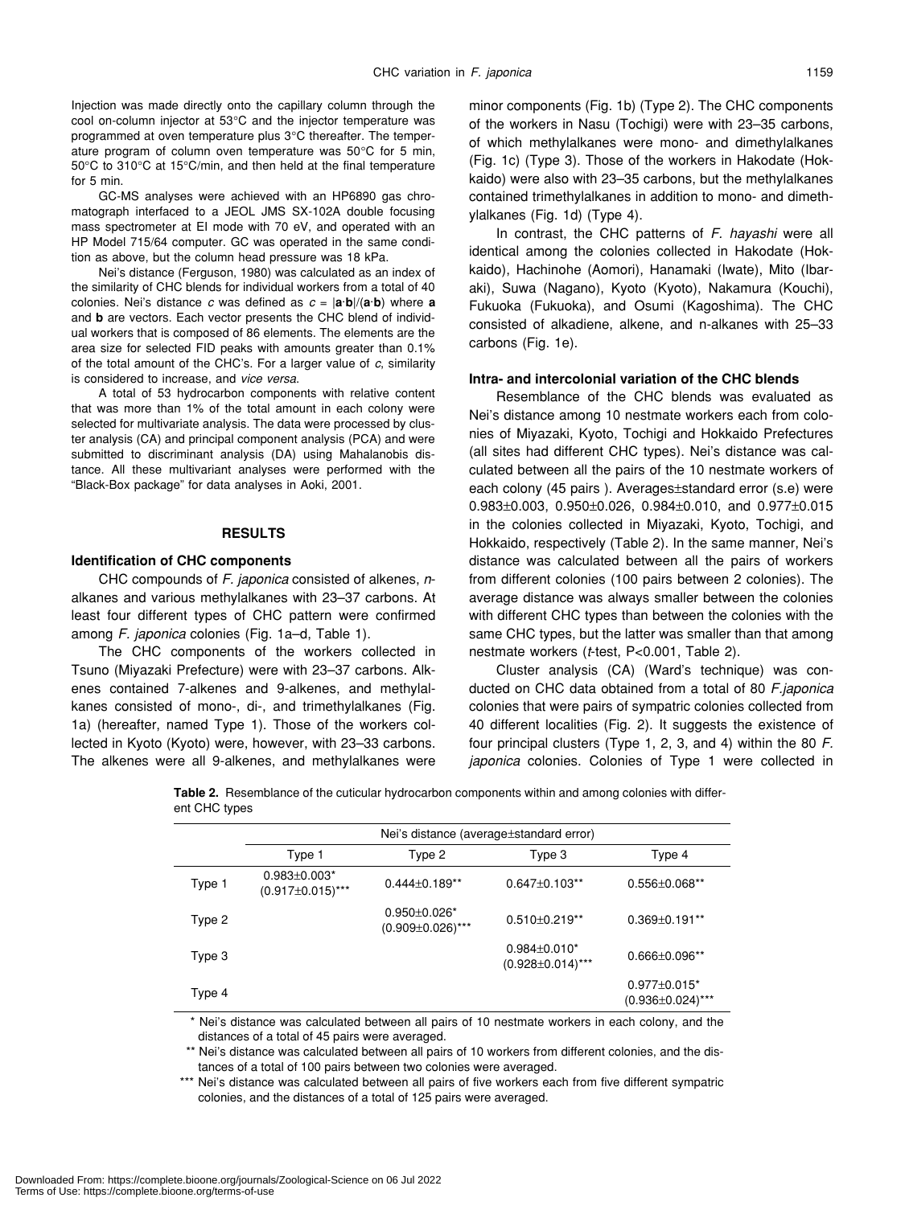Injection was made directly onto the capillary column through the cool on-column injector at 53°C and the injector temperature was programmed at oven temperature plus 3°C thereafter. The temperature program of column oven temperature was 50°C for 5 min, 50°C to 310°C at 15°C/min, and then held at the final temperature for 5 min.

GC-MS analyses were achieved with an HP6890 gas chromatograph interfaced to a JEOL JMS SX-102A double focusing mass spectrometer at EI mode with 70 eV, and operated with an HP Model 715/64 computer. GC was operated in the same condition as above, but the column head pressure was 18 kPa.

Nei's distance (Ferguson, 1980) was calculated as an index of the similarity of CHC blends for individual workers from a total of 40 colonies. Nei's distance *c* was defined as $c = |\mathbf{a}\cdot\mathbf{b}|/(\mathbf{a}\cdot\mathbf{b})$ where **a** and **b** are vectors. Each vector presents the CHC blend of individual workers that is composed of 86 elements. The elements are the area size for selected FID peaks with amounts greater than 0.1% of the total amount of the CHC's. For a larger value of *c*, similarity is considered to increase, and *vice versa*.

A total of 53 hydrocarbon components with relative content that was more than 1% of the total amount in each colony were selected for multivariate analysis. The data were processed by cluster analysis (CA) and principal component analysis (PCA) and were submitted to discriminant analysis (DA) using Mahalanobis distance. All these multivariant analyses were performed with the "Black-Box package" for data analyses in Aoki, 2001.

## RESULTS

### Identification of CHC components

CHC compounds of *F. japonica* consisted of alkenes, *n*-alkanes and various methylalkanes with 23–37 carbons. At least four different types of CHC pattern were confirmed among *F. japonica* colonies (Fig. 1a–d, Table 1).

The CHC components of the workers collected in Tsuno (Miyazaki Prefecture) were with 23–37 carbons. Alkenes contained 7-alkenes and 9-alkenes, and methylalkanes consisted of mono-, di-, and trimethylalkanes (Fig. 1a) (hereafter, named Type 1). Those of the workers collected in Kyoto (Kyoto) were, however, with 23–33 carbons. The alkenes were all 9-alkenes, and methylalkanes were minor components (Fig. 1b) (Type 2). The CHC components of the workers in Nasu (Tochigi) were with 23–35 carbons, of which methylalkanes were mono- and dimethylalkanes (Fig. 1c) (Type 3). Those of the workers in Hakodate (Hokkaido) were also with 23–35 carbons, but the methylalkanes contained trimethylalkanes in addition to mono- and dimethylalkanes (Fig. 1d) (Type 4).

In contrast, the CHC patterns of *F. hayashi* were all identical among the colonies collected in Hakodate (Hokkaido), Hachinohe (Aomori), Hanamaki (Iwate), Mito (Ibaraki), Suwa (Nagano), Kyoto (Kyoto), Nakamura (Kouchi), Fukuoka (Fukuoka), and Osumi (Kagoshima). The CHC consisted of alkadiene, alkene, and n-alkanes with 25–33 carbons (Fig. 1e).

### Intra- and intercolonial variation of the CHC blends

Resemblance of the CHC blends was evaluated as Nei's distance among 10 nestmate workers each from colonies of Miyazaki, Kyoto, Tochigi and Hokkaido Prefectures (all sites had different CHC types). Nei's distance was calculated between all the pairs of the 10 nestmate workers of each colony (45 pairs ). Averages±standard error (s.e) were 0.983±0.003, 0.950±0.026, 0.984±0.010, and 0.977±0.015 in the colonies collected in Miyazaki, Kyoto, Tochigi, and Hokkaido, respectively (Table 2). In the same manner, Nei's distance was calculated between all the pairs of workers from different colonies (100 pairs between 2 colonies). The average distance was always smaller between the colonies with different CHC types than between the colonies with the same CHC types, but the latter was smaller than that among nestmate workers (*t*-test, P<0.001, Table 2).

Cluster analysis (CA) (Ward's technique) was conducted on CHC data obtained from a total of 80 *F.japonica* colonies that were pairs of sympatric colonies collected from 40 different localities (Fig. 2). It suggests the existence of four principal clusters (Type 1, 2, 3, and 4) within the 80 *F. japonica* colonies. Colonies of Type 1 were collected in

**Table 2.** Resemblance of the cuticular hydrocarbon components within and among colonies with different CHC types

| | Nei's distance (average±standard error) | | | |
|---|---|---|---|---|
| | Type 1 | Type 2 | Type 3 | Type 4 |
| Type 1 | 0.983±0.003* (0.917±0.015)*** | 0.444±0.189** | 0.647±0.103** | 0.556±0.068** |
| Type 2 | | 0.950±0.026* (0.909±0.026)*** | 0.510±0.219** | 0.369±0.191** |
| Type 3 | | | 0.984±0.010* (0.928±0.014)*** | 0.666±0.096** |
| Type 4 | | | | 0.977±0.015* (0.936±0.024)*** |

\* Nei's distance was calculated between all pairs of 10 nestmate workers in each colony, and the distances of a total of 45 pairs were averaged.

\** Nei's distance was calculated between all pairs of 10 workers from different colonies, and the distances of a total of 100 pairs between two colonies were averaged.

\*** Nei's distance was calculated between all pairs of five workers each from five different sympatric colonies, and the distances of a total of 125 pairs were averaged.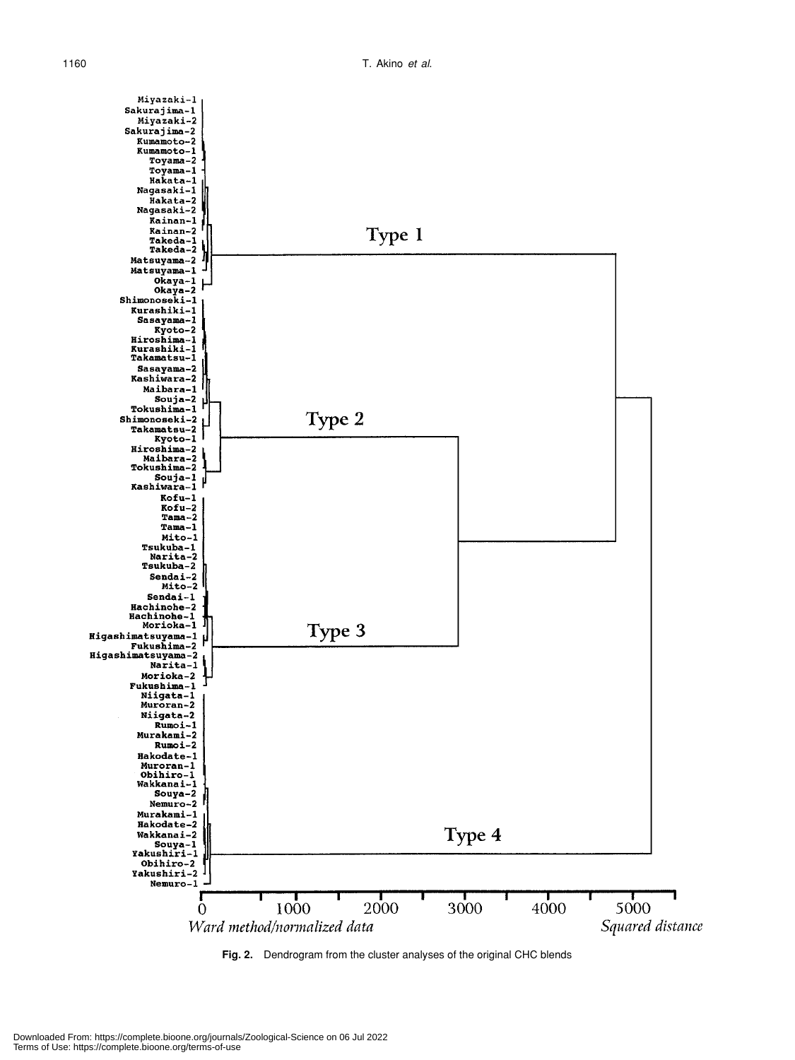Fig. 2. Dendrogram from the cluster analyses of the original CHC blends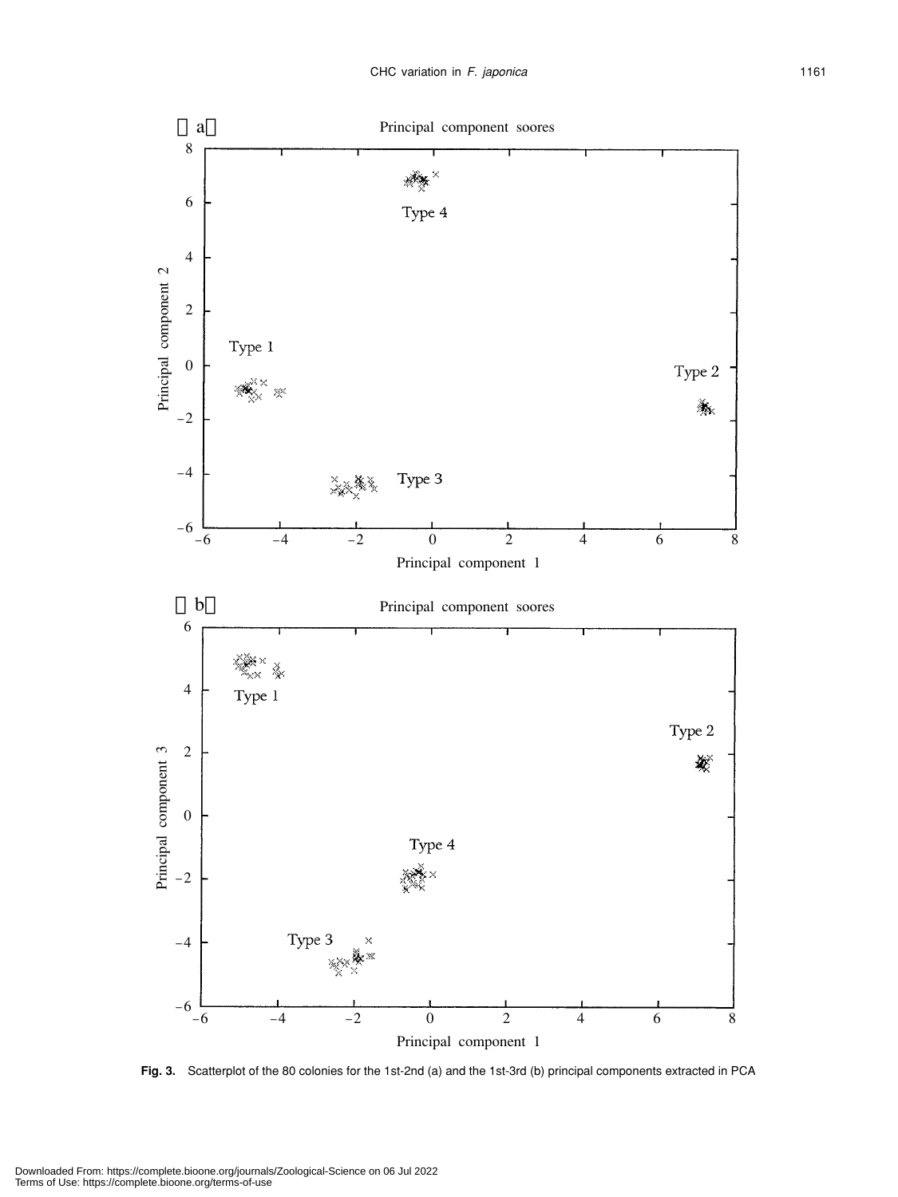Fig. 3. Scatterplot of the 80 colonies for the 1st-2nd (a) and the 1st-3rd (b) principal components extracted in PCA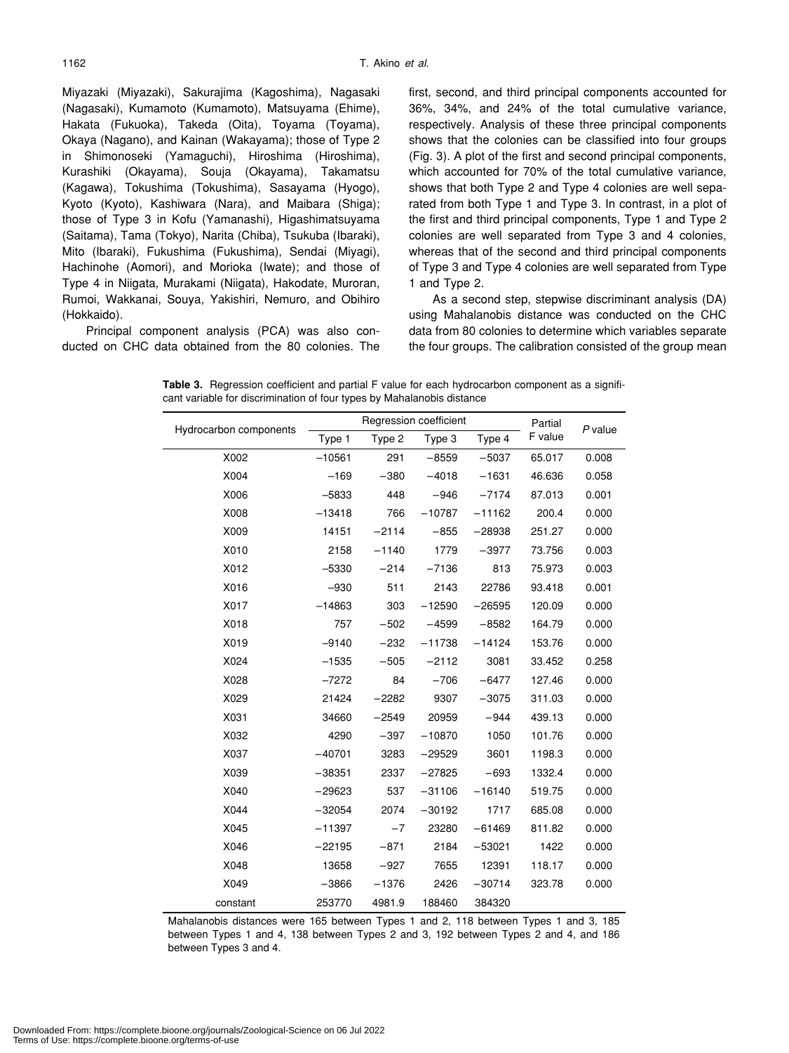Miyazaki (Miyazaki), Sakurajima (Kagoshima), Nagasaki (Nagasaki), Kumamoto (Kumamoto), Matsuyama (Ehime), Hakata (Fukuoka), Takeda (Oita), Toyama (Toyama), Okaya (Nagano), and Kainan (Wakayama); those of Type 2 in Shimonoseki (Yamaguchi), Hiroshima (Hiroshima), Kurashiki (Okayama), Souja (Okayama), Takamatsu (Kagawa), Tokushima (Tokushima), Sasayama (Hyogo), Kyoto (Kyoto), Kashiwara (Nara), and Maibara (Shiga); those of Type 3 in Kofu (Yamanashi), Higashimatsuyama (Saitama), Tama (Tokyo), Narita (Chiba), Tsukuba (Ibaraki), Mito (Ibaraki), Fukushima (Fukushima), Sendai (Miyagi), Hachinohe (Aomori), and Morioka (Iwate); and those of Type 4 in Niigata, Murakami (Niigata), Hakodate, Muroran, Rumoi, Wakkanai, Souya, Yakishiri, Nemuro, and Obihiro (Hokkaido).

Principal component analysis (PCA) was also conducted on CHC data obtained from the 80 colonies. The first, second, and third principal components accounted for 36%, 34%, and 24% of the total cumulative variance, respectively. Analysis of these three principal components shows that the colonies can be classified into four groups (Fig. 3). A plot of the first and second principal components, which accounted for 70% of the total cumulative variance, shows that both Type 2 and Type 4 colonies are well separated from both Type 1 and Type 3. In contrast, in a plot of the first and third principal components, Type 1 and Type 2 colonies are well separated from Type 3 and 4 colonies, whereas that of the second and third principal components of Type 3 and Type 4 colonies are well separated from Type 1 and Type 2.

As a second step, stepwise discriminant analysis (DA) using Mahalanobis distance was conducted on the CHC data from 80 colonies to determine which variables separate the four groups. The calibration consisted of the group mean

**Table 3.** Regression coefficient and partial F value for each hydrocarbon component as a significant variable for discrimination of four types by Mahalanobis distance

| Hydrocarbon components | Regression coefficient | | | | Partial F value | *P* value |
|---|---|---|---|---|---|---|
| | Type 1 | Type 2 | Type 3 | Type 4 | | |
| X002 | −10561 | 291 | −8559 | −5037 | 65.017 | 0.008 |
| X004 | −169 | −380 | −4018 | −1631 | 46.636 | 0.058 |
| X006 | −5833 | 448 | −946 | −7174 | 87.013 | 0.001 |
| X008 | −13418 | 766 | −10787 | −11162 | 200.4 | 0.000 |
| X009 | 14151 | −2114 | −855 | −28938 | 251.27 | 0.000 |
| X010 | 2158 | −1140 | 1779 | −3977 | 73.756 | 0.003 |
| X012 | −5330 | −214 | −7136 | 813 | 75.973 | 0.003 |
| X016 | −930 | 511 | 2143 | 22786 | 93.418 | 0.001 |
| X017 | −14863 | 303 | −12590 | −26595 | 120.09 | 0.000 |
| X018 | 757 | −502 | −4599 | −8582 | 164.79 | 0.000 |
| X019 | −9140 | −232 | −11738 | −14124 | 153.76 | 0.000 |
| X024 | −1535 | −505 | −2112 | 3081 | 33.452 | 0.258 |
| X028 | −7272 | 84 | −706 | −6477 | 127.46 | 0.000 |
| X029 | 21424 | −2282 | 9307 | −3075 | 311.03 | 0.000 |
| X031 | 34660 | −2549 | 20959 | −944 | 439.13 | 0.000 |
| X032 | 4290 | −397 | −10870 | 1050 | 101.76 | 0.000 |
| X037 | −40701 | 3283 | −29529 | 3601 | 1198.3 | 0.000 |
| X039 | −38351 | 2337 | −27825 | −693 | 1332.4 | 0.000 |
| X040 | −29623 | 537 | −31106 | −16140 | 519.75 | 0.000 |
| X044 | −32054 | 2074 | −30192 | 1717 | 685.08 | 0.000 |
| X045 | −11397 | −7 | 23280 | −61469 | 811.82 | 0.000 |
| X046 | −22195 | −871 | 2184 | −53021 | 1422 | 0.000 |
| X048 | 13658 | −927 | 7655 | 12391 | 118.17 | 0.000 |
| X049 | −3866 | −1376 | 2426 | −30714 | 323.78 | 0.000 |
| constant | 253770 | 4981.9 | 188460 | 384320 | | |

Mahalanobis distances were 165 between Types 1 and 2, 118 between Types 1 and 3, 185 between Types 1 and 4, 138 between Types 2 and 3, 192 between Types 2 and 4, and 186 between Types 3 and 4.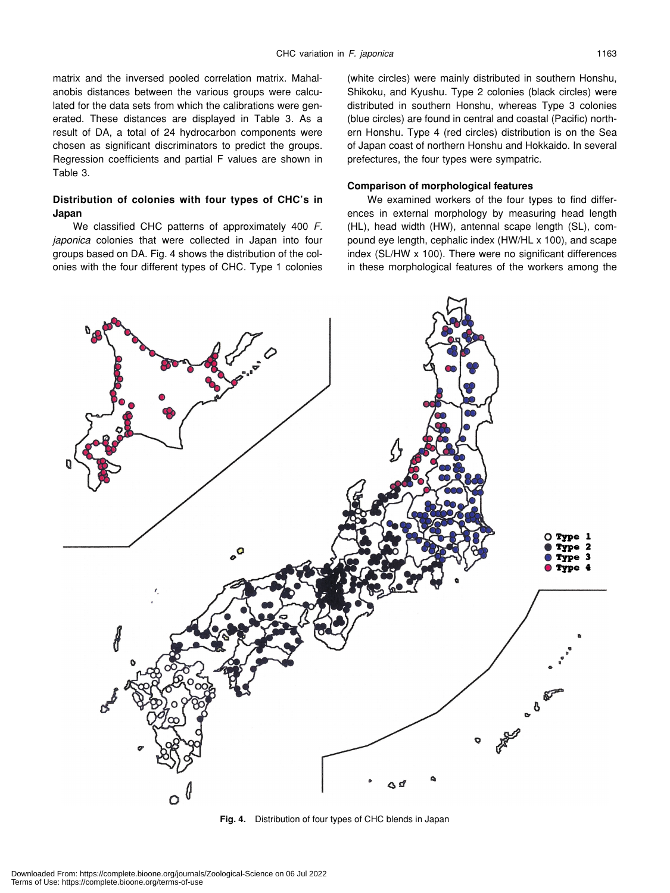matrix and the inversed pooled correlation matrix. Mahalanobis distances between the various groups were calculated for the data sets from which the calibrations were generated. These distances are displayed in Table 3. As a result of DA, a total of 24 hydrocarbon components were chosen as significant discriminators to predict the groups. Regression coefficients and partial F values are shown in Table 3.

### Distribution of colonies with four types of CHC's in Japan

We classified CHC patterns of approximately 400 *F. japonica* colonies that were collected in Japan into four groups based on DA. Fig. 4 shows the distribution of the colonies with the four different types of CHC. Type 1 colonies (white circles) were mainly distributed in southern Honshu, Shikoku, and Kyushu. Type 2 colonies (black circles) were distributed in southern Honshu, whereas Type 3 colonies (blue circles) are found in central and coastal (Pacific) northern Honshu. Type 4 (red circles) distribution is on the Sea of Japan coast of northern Honshu and Hokkaido. In several prefectures, the four types were sympatric.

### Comparison of morphological features

We examined workers of the four types to find differences in external morphology by measuring head length (HL), head width (HW), antennal scape length (SL), compound eye length, cephalic index (HW/HL x 100), and scape index (SL/HW x 100). There were no significant differences in these morphological features of the workers among the

**Fig. 4.** Distribution of four types of CHC blends in Japan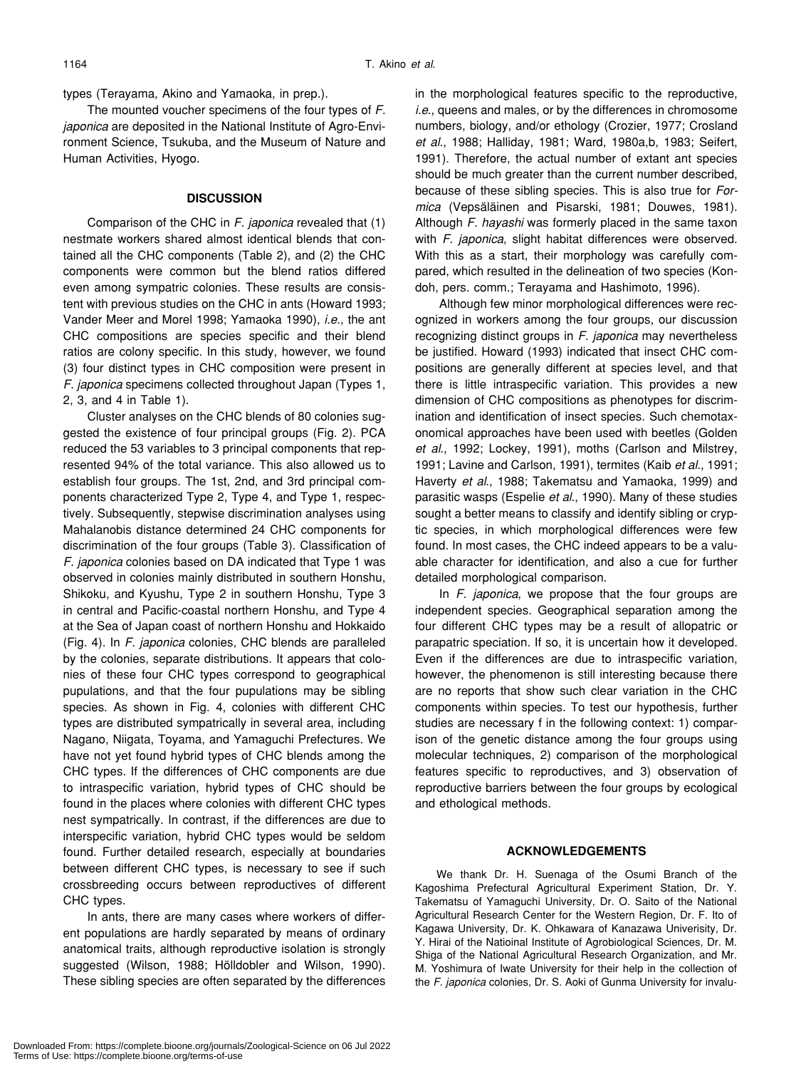types (Terayama, Akino and Yamaoka, in prep.).

The mounted voucher specimens of the four types of *F. japonica* are deposited in the National Institute of Agro-Environment Science, Tsukuba, and the Museum of Nature and Human Activities, Hyogo.

## DISCUSSION

Comparison of the CHC in *F. japonica* revealed that (1) nestmate workers shared almost identical blends that contained all the CHC components (Table 2), and (2) the CHC components were common but the blend ratios differed even among sympatric colonies. These results are consistent with previous studies on the CHC in ants (Howard 1993; Vander Meer and Morel 1998; Yamaoka 1990), *i.e.*, the ant CHC compositions are species specific and their blend ratios are colony specific. In this study, however, we found (3) four distinct types in CHC composition were present in *F. japonica* specimens collected throughout Japan (Types 1, 2, 3, and 4 in Table 1).

Cluster analyses on the CHC blends of 80 colonies suggested the existence of four principal groups (Fig. 2). PCA reduced the 53 variables to 3 principal components that represented 94% of the total variance. This also allowed us to establish four groups. The 1st, 2nd, and 3rd principal components characterized Type 2, Type 4, and Type 1, respectively. Subsequently, stepwise discrimination analyses using Mahalanobis distance determined 24 CHC components for discrimination of the four groups (Table 3). Classification of *F. japonica* colonies based on DA indicated that Type 1 was observed in colonies mainly distributed in southern Honshu, Shikoku, and Kyushu, Type 2 in southern Honshu, Type 3 in central and Pacific-coastal northern Honshu, and Type 4 at the Sea of Japan coast of northern Honshu and Hokkaido (Fig. 4). In *F. japonica* colonies, CHC blends are paralleled by the colonies, separate distributions. It appears that colonies of these four CHC types correspond to geographical pupulations, and that the four pupulations may be sibling species. As shown in Fig. 4, colonies with different CHC types are distributed sympatrically in several area, including Nagano, Niigata, Toyama, and Yamaguchi Prefectures. We have not yet found hybrid types of CHC blends among the CHC types. If the differences of CHC components are due to intraspecific variation, hybrid types of CHC should be found in the places where colonies with different CHC types nest sympatrically. In contrast, if the differences are due to interspecific variation, hybrid CHC types would be seldom found. Further detailed research, especially at boundaries between different CHC types, is necessary to see if such crossbreeding occurs between reproductives of different CHC types.

In ants, there are many cases where workers of different populations are hardly separated by means of ordinary anatomical traits, although reproductive isolation is strongly suggested (Wilson, 1988; Hölldobler and Wilson, 1990). These sibling species are often separated by the differences in the morphological features specific to the reproductive, *i.e.*, queens and males, or by the differences in chromosome numbers, biology, and/or ethology (Crozier, 1977; Crosland *et al.*, 1988; Halliday, 1981; Ward, 1980a,b, 1983; Seifert, 1991). Therefore, the actual number of extant ant species should be much greater than the current number described, because of these sibling species. This is also true for *Formica* (Vepsäläinen and Pisarski, 1981; Douwes, 1981). Although *F. hayashi* was formerly placed in the same taxon with *F. japonica*, slight habitat differences were observed. With this as a start, their morphology was carefully compared, which resulted in the delineation of two species (Kondoh, pers. comm.; Terayama and Hashimoto, 1996).

Although few minor morphological differences were recognized in workers among the four groups, our discussion recognizing distinct groups in *F. japonica* may nevertheless be justified. Howard (1993) indicated that insect CHC compositions are generally different at species level, and that there is little intraspecific variation. This provides a new dimension of CHC compositions as phenotypes for discrimination and identification of insect species. Such chemotaxonomical approaches have been used with beetles (Golden *et al.*, 1992; Lockey, 1991), moths (Carlson and Milstrey, 1991; Lavine and Carlson, 1991), termites (Kaib *et al.*, 1991; Haverty *et al.*, 1988; Takematsu and Yamaoka, 1999) and parasitic wasps (Espelie *et al.*, 1990). Many of these studies sought a better means to classify and identify sibling or cryptic species, in which morphological differences were few found. In most cases, the CHC indeed appears to be a valuable character for identification, and also a cue for further detailed morphological comparison.

In *F. japonica*, we propose that the four groups are independent species. Geographical separation among the four different CHC types may be a result of allopatric or parapatric speciation. If so, it is uncertain how it developed. Even if the differences are due to intraspecific variation, however, the phenomenon is still interesting because there are no reports that show such clear variation in the CHC components within species. To test our hypothesis, further studies are necessary f in the following context: 1) comparison of the genetic distance among the four groups using molecular techniques, 2) comparison of the morphological features specific to reproductives, and 3) observation of reproductive barriers between the four groups by ecological and ethological methods.

## ACKNOWLEDGEMENTS

We thank Dr. H. Suenaga of the Osumi Branch of the Kagoshima Prefectural Agricultural Experiment Station, Dr. Y. Takematsu of Yamaguchi University, Dr. O. Saito of the National Agricultural Research Center for the Western Region, Dr. F. Ito of Kagawa University, Dr. K. Ohkawara of Kanazawa Univerisity, Dr. Y. Hirai of the Natioinal Institute of Agrobiological Sciences, Dr. M. Shiga of the National Agricultural Research Organization, and Mr. M. Yoshimura of Iwate University for their help in the collection of the *F. japonica* colonies, Dr. S. Aoki of Gunma University for invalu-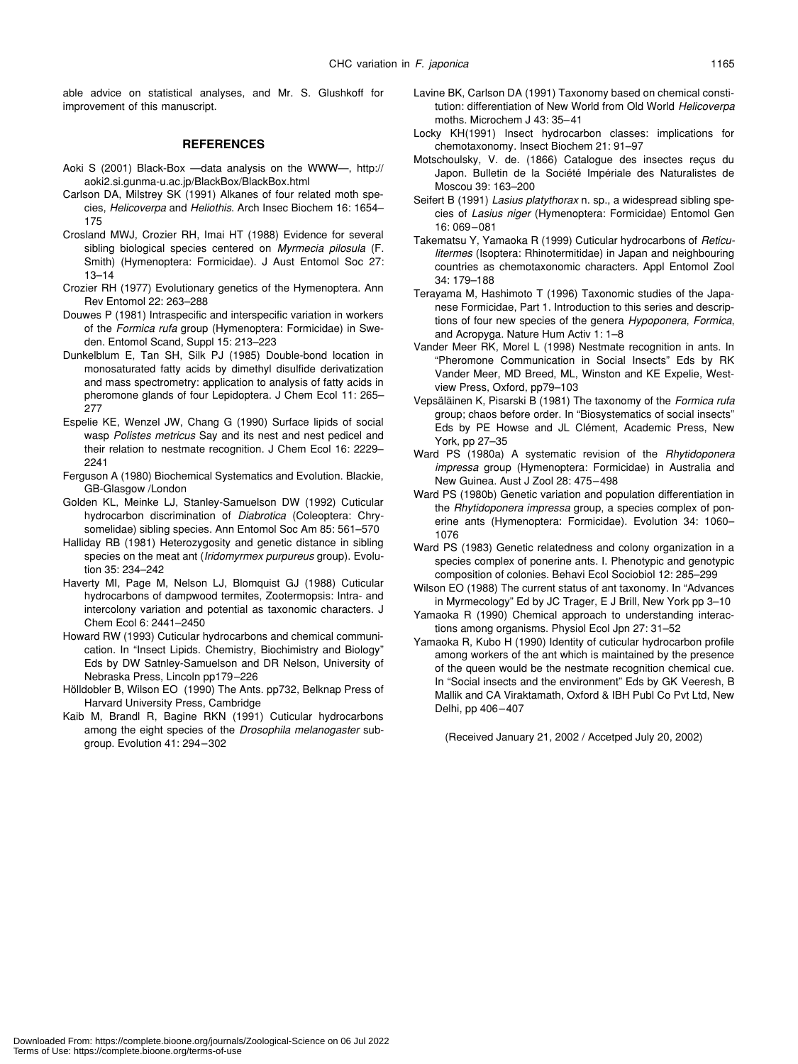able advice on statistical analyses, and Mr. S. Glushkoff for improvement of this manuscript.

## REFERENCES

Aoki S (2001) Black-Box —data analysis on the WWW—, http://aoki2.si.gunma-u.ac.jp/BlackBox/BlackBox.html

Carlson DA, Milstrey SK (1991) Alkanes of four related moth species, *Helicoverpa* and *Heliothis*. Arch Insec Biochem 16: 1654–175

Crosland MWJ, Crozier RH, Imai HT (1988) Evidence for several sibling biological species centered on *Myrmecia pilosula* (F. Smith) (Hymenoptera: Formicidae). J Aust Entomol Soc 27: 13–14

Crozier RH (1977) Evolutionary genetics of the Hymenoptera. Ann Rev Entomol 22: 263–288

Douwes P (1981) Intraspecific and interspecific variation in workers of the *Formica rufa* group (Hymenoptera: Formicidae) in Sweden. Entomol Scand, Suppl 15: 213–223

Dunkelblum E, Tan SH, Silk PJ (1985) Double-bond location in monosaturated fatty acids by dimethyl disulfide derivatization and mass spectrometry: application to analysis of fatty acids in pheromone glands of four Lepidoptera. J Chem Ecol 11: 265–277

Espelie KE, Wenzel JW, Chang G (1990) Surface lipids of social wasp *Polistes metricus* Say and its nest and nest pedicel and their relation to nestmate recognition. J Chem Ecol 16: 2229–2241

Ferguson A (1980) Biochemical Systematics and Evolution. Blackie, GB-Glasgow /London

Golden KL, Meinke LJ, Stanley-Samuelson DW (1992) Cuticular hydrocarbon discrimination of *Diabrotica* (Coleoptera: Chrysomelidae) sibling species. Ann Entomol Soc Am 85: 561–570

Halliday RB (1981) Heterozygosity and genetic distance in sibling species on the meat ant (*Iridomyrmex purpureus* group). Evolution 35: 234–242

Haverty MI, Page M, Nelson LJ, Blomquist GJ (1988) Cuticular hydrocarbons of dampwood termites, Zootermopsis: Intra- and intercolony variation and potential as taxonomic characters. J Chem Ecol 6: 2441–2450

Howard RW (1993) Cuticular hydrocarbons and chemical communication. In "Insect Lipids. Chemistry, Biochimistry and Biology" Eds by DW Satnley-Samuelson and DR Nelson, University of Nebraska Press, Lincoln pp179–226

Hölldobler B, Wilson EO (1990) The Ants. pp732, Belknap Press of Harvard University Press, Cambridge

Kaib M, Brandl R, Bagine RKN (1991) Cuticular hydrocarbons among the eight species of the *Drosophila melanogaster* subgroup. Evolution 41: 294–302

Lavine BK, Carlson DA (1991) Taxonomy based on chemical constitution: differentiation of New World from Old World *Helicoverpa* moths. Microchem J 43: 35–41

Locky KH(1991) Insect hydrocarbon classes: implications for chemotaxonomy. Insect Biochem 21: 91–97

Motschoulsky, V. de. (1866) Catalogue des insectes reçus du Japon. Bulletin de la Société Impériale des Naturalistes de Moscou 39: 163–200

Seifert B (1991) *Lasius platythorax* n. sp., a widespread sibling species of *Lasius niger* (Hymenoptera: Formicidae) Entomol Gen 16: 069–081

Takematsu Y, Yamaoka R (1999) Cuticular hydrocarbons of *Reticulitermes* (Isoptera: Rhinotermitidae) in Japan and neighbouring countries as chemotaxonomic characters. Appl Entomol Zool 34: 179–188

Terayama M, Hashimoto T (1996) Taxonomic studies of the Japanese Formicidae, Part 1. Introduction to this series and descriptions of four new species of the genera *Hypoponera*, *Formica*, and Acropyga. Nature Hum Activ 1: 1–8

Vander Meer RK, Morel L (1998) Nestmate recognition in ants. In "Pheromone Communication in Social Insects" Eds by RK Vander Meer, MD Breed, ML, Winston and KE Expelie, Westview Press, Oxford, pp79–103

Vepsäläinen K, Pisarski B (1981) The taxonomy of the *Formica rufa* group; chaos before order. In "Biosystematics of social insects" Eds by PE Howse and JL Clément, Academic Press, New York, pp 27–35

Ward PS (1980a) A systematic revision of the *Rhytidoponera impressa* group (Hymenoptera: Formicidae) in Australia and New Guinea. Aust J Zool 28: 475–498

Ward PS (1980b) Genetic variation and population differentiation in the *Rhytidoponera impressa* group, a species complex of ponerine ants (Hymenoptera: Formicidae). Evolution 34: 1060–1076

Ward PS (1983) Genetic relatedness and colony organization in a species complex of ponerine ants. I. Phenotypic and genotypic composition of colonies. Behavi Ecol Sociobiol 12: 285–299

Wilson EO (1988) The current status of ant taxonomy. In "Advances in Myrmecology" Ed by JC Trager, E J Brill, New York pp 3–10

Yamaoka R (1990) Chemical approach to understanding interactions among organisms. Physiol Ecol Jpn 27: 31–52

Yamaoka R, Kubo H (1990) Identity of cuticular hydrocarbon profile among workers of the ant which is maintained by the presence of the queen would be the nestmate recognition chemical cue. In "Social insects and the environment" Eds by GK Veeresh, B Mallik and CA Viraktamath, Oxford & IBH Publ Co Pvt Ltd, New Delhi, pp 406–407

(Received January 21, 2002 / Accetped July 20, 2002)